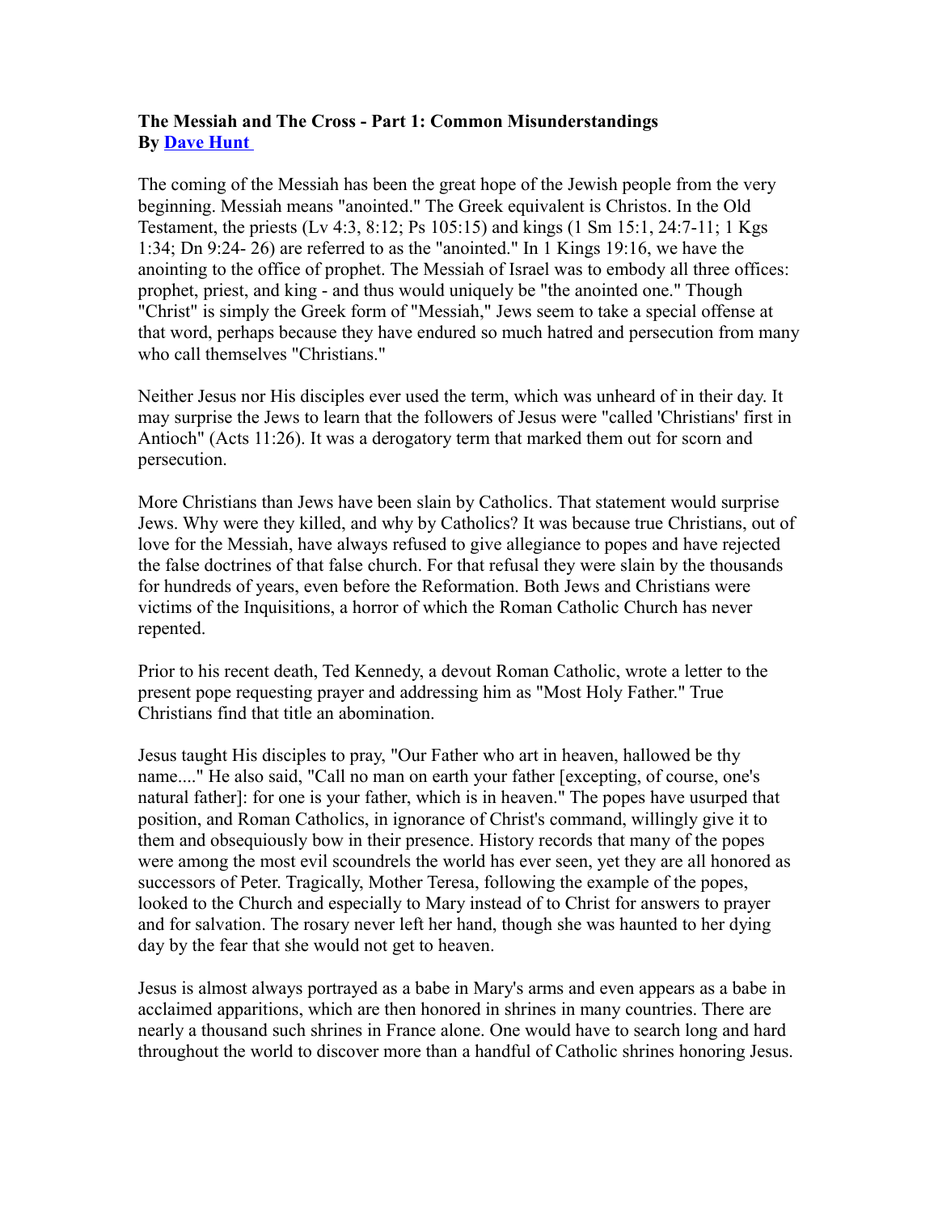**The Messiah and The Cross - Part 1: Common Misunderstandings**
**By [Dave Hunt](#)**

The coming of the Messiah has been the great hope of the Jewish people from the very beginning. Messiah means "anointed." The Greek equivalent is Christos. In the Old Testament, the priests (Lv 4:3, 8:12; Ps 105:15) and kings (1 Sm 15:1, 24:7-11; 1 Kgs 1:34; Dn 9:24- 26) are referred to as the "anointed." In 1 Kings 19:16, we have the anointing to the office of prophet. The Messiah of Israel was to embody all three offices: prophet, priest, and king - and thus would uniquely be "the anointed one." Though "Christ" is simply the Greek form of "Messiah," Jews seem to take a special offense at that word, perhaps because they have endured so much hatred and persecution from many who call themselves "Christians."

Neither Jesus nor His disciples ever used the term, which was unheard of in their day. It may surprise the Jews to learn that the followers of Jesus were "called 'Christians' first in Antioch" (Acts 11:26). It was a derogatory term that marked them out for scorn and persecution.

More Christians than Jews have been slain by Catholics. That statement would surprise Jews. Why were they killed, and why by Catholics? It was because true Christians, out of love for the Messiah, have always refused to give allegiance to popes and have rejected the false doctrines of that false church. For that refusal they were slain by the thousands for hundreds of years, even before the Reformation. Both Jews and Christians were victims of the Inquisitions, a horror of which the Roman Catholic Church has never repented.

Prior to his recent death, Ted Kennedy, a devout Roman Catholic, wrote a letter to the present pope requesting prayer and addressing him as "Most Holy Father." True Christians find that title an abomination.

Jesus taught His disciples to pray, "Our Father who art in heaven, hallowed be thy name...." He also said, "Call no man on earth your father [excepting, of course, one's natural father]: for one is your father, which is in heaven." The popes have usurped that position, and Roman Catholics, in ignorance of Christ's command, willingly give it to them and obsequiously bow in their presence. History records that many of the popes were among the most evil scoundrels the world has ever seen, yet they are all honored as successors of Peter. Tragically, Mother Teresa, following the example of the popes, looked to the Church and especially to Mary instead of to Christ for answers to prayer and for salvation. The rosary never left her hand, though she was haunted to her dying day by the fear that she would not get to heaven.

Jesus is almost always portrayed as a babe in Mary's arms and even appears as a babe in acclaimed apparitions, which are then honored in shrines in many countries. There are nearly a thousand such shrines in France alone. One would have to search long and hard throughout the world to discover more than a handful of Catholic shrines honoring Jesus.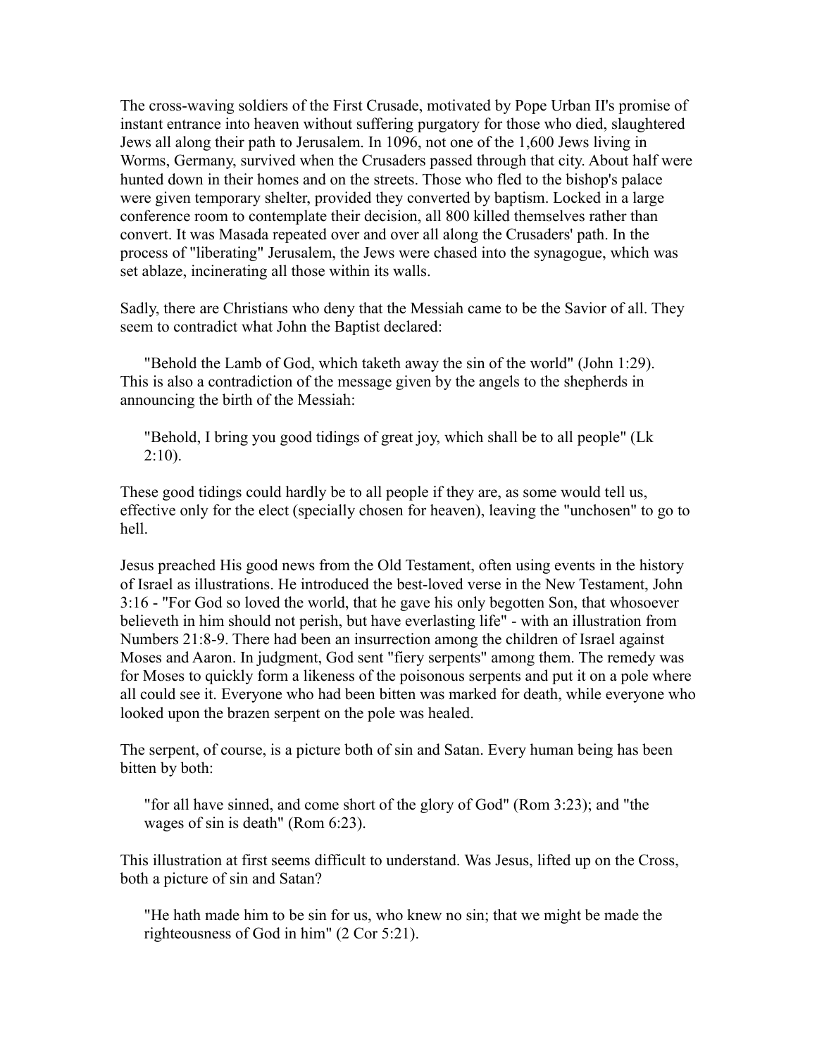The cross-waving soldiers of the First Crusade, motivated by Pope Urban II's promise of instant entrance into heaven without suffering purgatory for those who died, slaughtered Jews all along their path to Jerusalem. In 1096, not one of the 1,600 Jews living in Worms, Germany, survived when the Crusaders passed through that city. About half were hunted down in their homes and on the streets. Those who fled to the bishop's palace were given temporary shelter, provided they converted by baptism. Locked in a large conference room to contemplate their decision, all 800 killed themselves rather than convert. It was Masada repeated over and over all along the Crusaders' path. In the process of "liberating" Jerusalem, the Jews were chased into the synagogue, which was set ablaze, incinerating all those within its walls.

Sadly, there are Christians who deny that the Messiah came to be the Savior of all. They seem to contradict what John the Baptist declared:

> "Behold the Lamb of God, which taketh away the sin of the world" (John 1:29).

This is also a contradiction of the message given by the angels to the shepherds in announcing the birth of the Messiah:

> "Behold, I bring you good tidings of great joy, which shall be to all people" (Lk 2:10).

These good tidings could hardly be to all people if they are, as some would tell us, effective only for the elect (specially chosen for heaven), leaving the "unchosen" to go to hell.

Jesus preached His good news from the Old Testament, often using events in the history of Israel as illustrations. He introduced the best-loved verse in the New Testament, John 3:16 - "For God so loved the world, that he gave his only begotten Son, that whosoever believeth in him should not perish, but have everlasting life" - with an illustration from Numbers 21:8-9. There had been an insurrection among the children of Israel against Moses and Aaron. In judgment, God sent "fiery serpents" among them. The remedy was for Moses to quickly form a likeness of the poisonous serpents and put it on a pole where all could see it. Everyone who had been bitten was marked for death, while everyone who looked upon the brazen serpent on the pole was healed.

The serpent, of course, is a picture both of sin and Satan. Every human being has been bitten by both:

> "for all have sinned, and come short of the glory of God" (Rom 3:23); and "the wages of sin is death" (Rom 6:23).

This illustration at first seems difficult to understand. Was Jesus, lifted up on the Cross, both a picture of sin and Satan?

> "He hath made him to be sin for us, who knew no sin; that we might be made the righteousness of God in him" (2 Cor 5:21).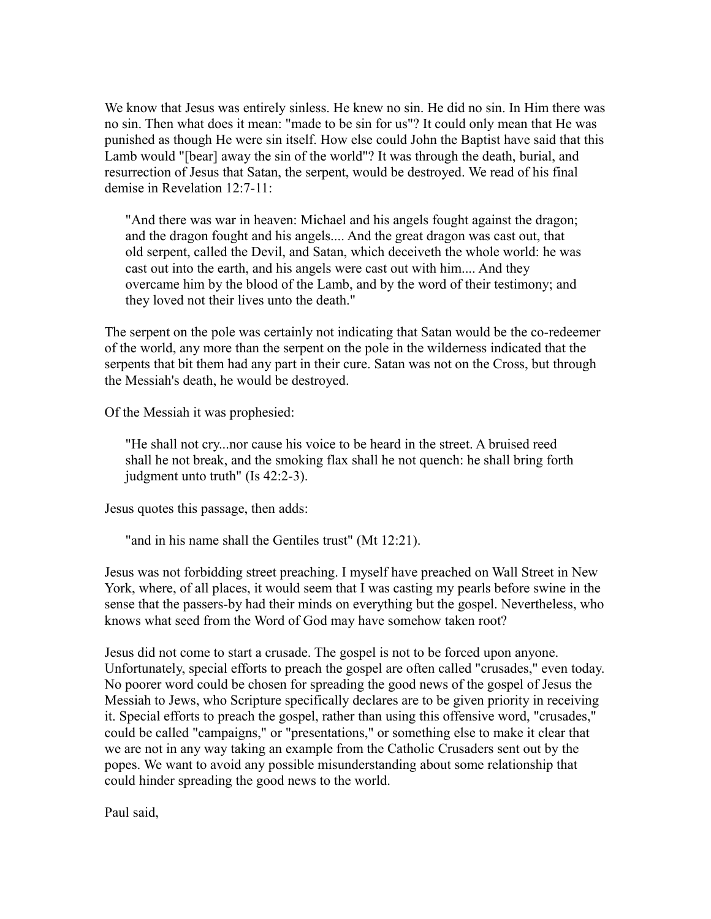We know that Jesus was entirely sinless. He knew no sin. He did no sin. In Him there was no sin. Then what does it mean: "made to be sin for us"? It could only mean that He was punished as though He were sin itself. How else could John the Baptist have said that this Lamb would "[bear] away the sin of the world"? It was through the death, burial, and resurrection of Jesus that Satan, the serpent, would be destroyed. We read of his final demise in Revelation 12:7-11:

> "And there was war in heaven: Michael and his angels fought against the dragon; and the dragon fought and his angels.... And the great dragon was cast out, that old serpent, called the Devil, and Satan, which deceiveth the whole world: he was cast out into the earth, and his angels were cast out with him.... And they overcame him by the blood of the Lamb, and by the word of their testimony; and they loved not their lives unto the death."

The serpent on the pole was certainly not indicating that Satan would be the co-redeemer of the world, any more than the serpent on the pole in the wilderness indicated that the serpents that bit them had any part in their cure. Satan was not on the Cross, but through the Messiah's death, he would be destroyed.

Of the Messiah it was prophesied:

> "He shall not cry...nor cause his voice to be heard in the street. A bruised reed shall he not break, and the smoking flax shall he not quench: he shall bring forth judgment unto truth" (Is 42:2-3).

Jesus quotes this passage, then adds:

> "and in his name shall the Gentiles trust" (Mt 12:21).

Jesus was not forbidding street preaching. I myself have preached on Wall Street in New York, where, of all places, it would seem that I was casting my pearls before swine in the sense that the passers-by had their minds on everything but the gospel. Nevertheless, who knows what seed from the Word of God may have somehow taken root?

Jesus did not come to start a crusade. The gospel is not to be forced upon anyone. Unfortunately, special efforts to preach the gospel are often called "crusades," even today. No poorer word could be chosen for spreading the good news of the gospel of Jesus the Messiah to Jews, who Scripture specifically declares are to be given priority in receiving it. Special efforts to preach the gospel, rather than using this offensive word, "crusades," could be called "campaigns," or "presentations," or something else to make it clear that we are not in any way taking an example from the Catholic Crusaders sent out by the popes. We want to avoid any possible misunderstanding about some relationship that could hinder spreading the good news to the world.

Paul said,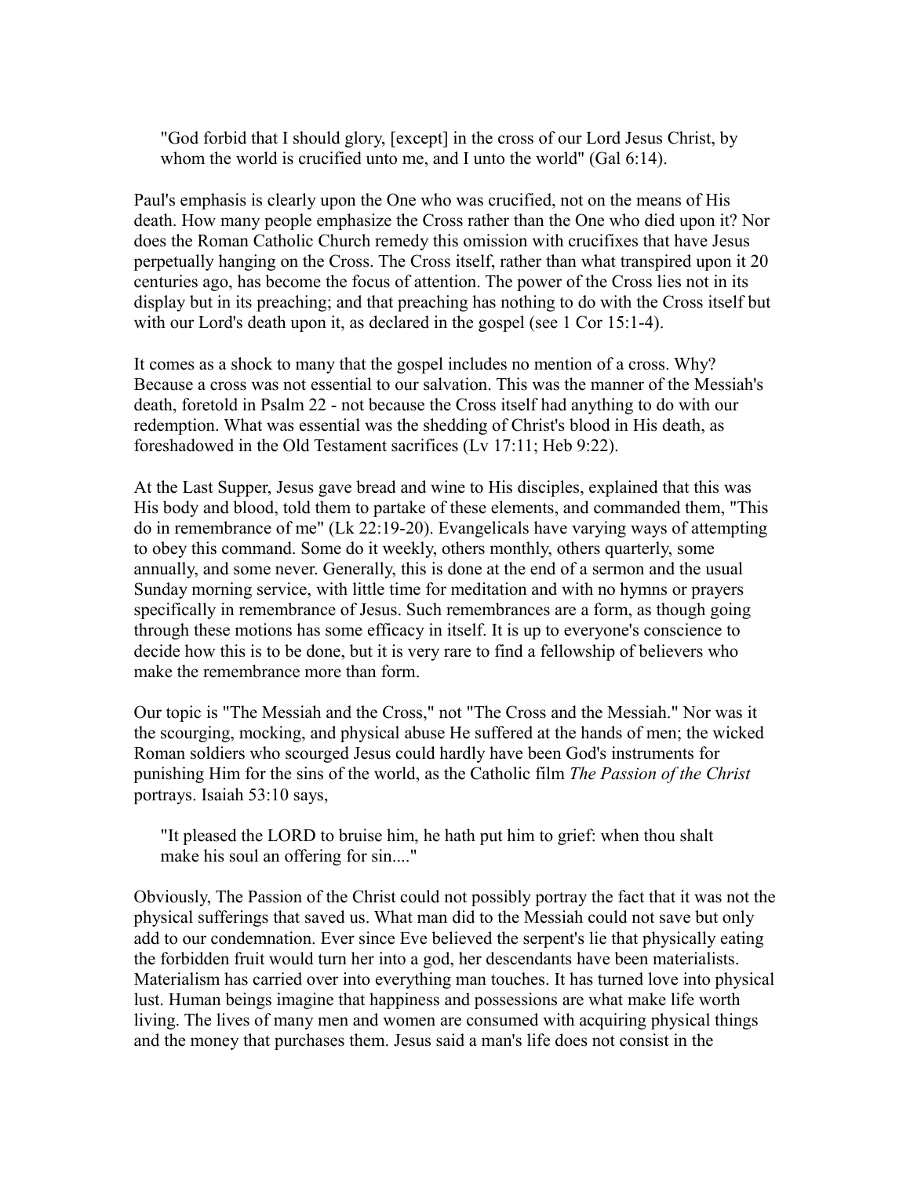> "God forbid that I should glory, [except] in the cross of our Lord Jesus Christ, by whom the world is crucified unto me, and I unto the world" (Gal 6:14).

Paul's emphasis is clearly upon the One who was crucified, not on the means of His death. How many people emphasize the Cross rather than the One who died upon it? Nor does the Roman Catholic Church remedy this omission with crucifixes that have Jesus perpetually hanging on the Cross. The Cross itself, rather than what transpired upon it 20 centuries ago, has become the focus of attention. The power of the Cross lies not in its display but in its preaching; and that preaching has nothing to do with the Cross itself but with our Lord's death upon it, as declared in the gospel (see 1 Cor 15:1-4).

It comes as a shock to many that the gospel includes no mention of a cross. Why? Because a cross was not essential to our salvation. This was the manner of the Messiah's death, foretold in Psalm 22 - not because the Cross itself had anything to do with our redemption. What was essential was the shedding of Christ's blood in His death, as foreshadowed in the Old Testament sacrifices (Lv 17:11; Heb 9:22).

At the Last Supper, Jesus gave bread and wine to His disciples, explained that this was His body and blood, told them to partake of these elements, and commanded them, "This do in remembrance of me" (Lk 22:19-20). Evangelicals have varying ways of attempting to obey this command. Some do it weekly, others monthly, others quarterly, some annually, and some never. Generally, this is done at the end of a sermon and the usual Sunday morning service, with little time for meditation and with no hymns or prayers specifically in remembrance of Jesus. Such remembrances are a form, as though going through these motions has some efficacy in itself. It is up to everyone's conscience to decide how this is to be done, but it is very rare to find a fellowship of believers who make the remembrance more than form.

Our topic is "The Messiah and the Cross," not "The Cross and the Messiah." Nor was it the scourging, mocking, and physical abuse He suffered at the hands of men; the wicked Roman soldiers who scourged Jesus could hardly have been God's instruments for punishing Him for the sins of the world, as the Catholic film *The Passion of the Christ* portrays. Isaiah 53:10 says,

> "It pleased the LORD to bruise him, he hath put him to grief: when thou shalt make his soul an offering for sin...."

Obviously, The Passion of the Christ could not possibly portray the fact that it was not the physical sufferings that saved us. What man did to the Messiah could not save but only add to our condemnation. Ever since Eve believed the serpent's lie that physically eating the forbidden fruit would turn her into a god, her descendants have been materialists. Materialism has carried over into everything man touches. It has turned love into physical lust. Human beings imagine that happiness and possessions are what make life worth living. The lives of many men and women are consumed with acquiring physical things and the money that purchases them. Jesus said a man's life does not consist in the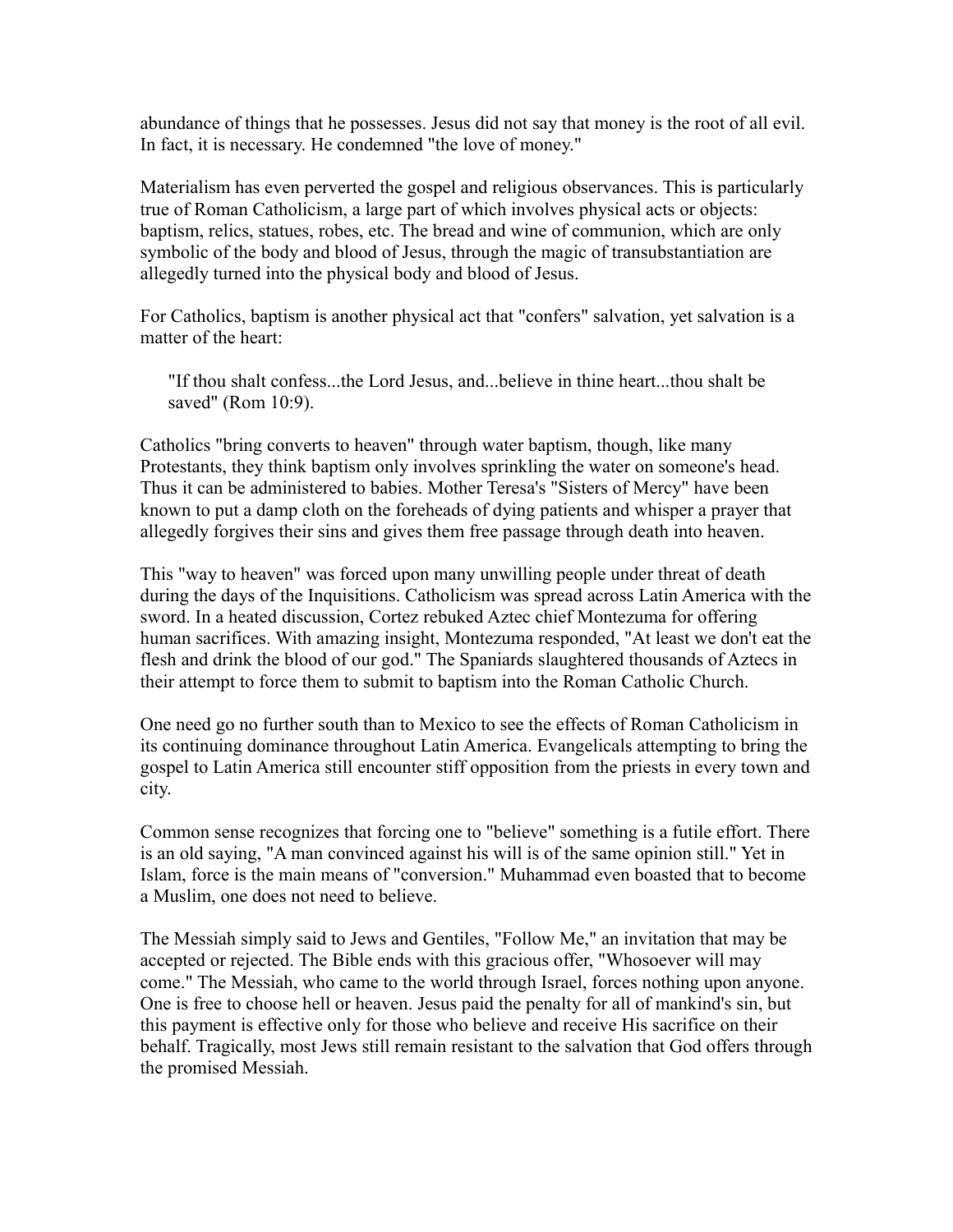abundance of things that he possesses. Jesus did not say that money is the root of all evil. In fact, it is necessary. He condemned "the love of money."

Materialism has even perverted the gospel and religious observances. This is particularly true of Roman Catholicism, a large part of which involves physical acts or objects: baptism, relics, statues, robes, etc. The bread and wine of communion, which are only symbolic of the body and blood of Jesus, through the magic of transubstantiation are allegedly turned into the physical body and blood of Jesus.

For Catholics, baptism is another physical act that "confers" salvation, yet salvation is a matter of the heart:

> "If thou shalt confess...the Lord Jesus, and...believe in thine heart...thou shalt be saved" (Rom 10:9).

Catholics "bring converts to heaven" through water baptism, though, like many Protestants, they think baptism only involves sprinkling the water on someone's head. Thus it can be administered to babies. Mother Teresa's "Sisters of Mercy" have been known to put a damp cloth on the foreheads of dying patients and whisper a prayer that allegedly forgives their sins and gives them free passage through death into heaven.

This "way to heaven" was forced upon many unwilling people under threat of death during the days of the Inquisitions. Catholicism was spread across Latin America with the sword. In a heated discussion, Cortez rebuked Aztec chief Montezuma for offering human sacrifices. With amazing insight, Montezuma responded, "At least we don't eat the flesh and drink the blood of our god." The Spaniards slaughtered thousands of Aztecs in their attempt to force them to submit to baptism into the Roman Catholic Church.

One need go no further south than to Mexico to see the effects of Roman Catholicism in its continuing dominance throughout Latin America. Evangelicals attempting to bring the gospel to Latin America still encounter stiff opposition from the priests in every town and city.

Common sense recognizes that forcing one to "believe" something is a futile effort. There is an old saying, "A man convinced against his will is of the same opinion still." Yet in Islam, force is the main means of "conversion." Muhammad even boasted that to become a Muslim, one does not need to believe.

The Messiah simply said to Jews and Gentiles, "Follow Me," an invitation that may be accepted or rejected. The Bible ends with this gracious offer, "Whosoever will may come." The Messiah, who came to the world through Israel, forces nothing upon anyone. One is free to choose hell or heaven. Jesus paid the penalty for all of mankind's sin, but this payment is effective only for those who believe and receive His sacrifice on their behalf. Tragically, most Jews still remain resistant to the salvation that God offers through the promised Messiah.